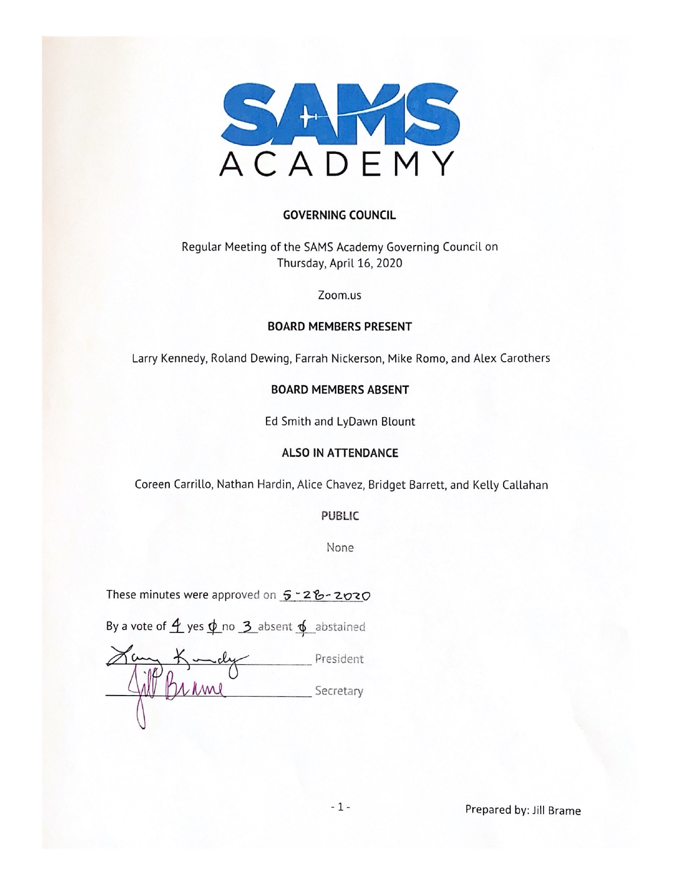# SAMS ACADEMY

## GOVERNING COUNCIL

Regular Meeting of the SAMS Academy Governing Council on
Thursday, April 16, 2020

Zoom.us

### BOARD MEMBERS PRESENT

Larry Kennedy, Roland Dewing, Farrah Nickerson, Mike Romo, and Alex Carothers

### BOARD MEMBERS ABSENT

Ed Smith and LyDawn Blount

### ALSO IN ATTENDANCE

Coreen Carrillo, Nathan Hardin, Alice Chavez, Bridget Barrett, and Kelly Callahan

### PUBLIC

None

These minutes were approved on 5-28-2020

By a vote of 4 yes ⌀ no 3 absent ⌀ abstained

Larry Kennedy President

Jill Brame Secretary

Prepared by: Jill Brame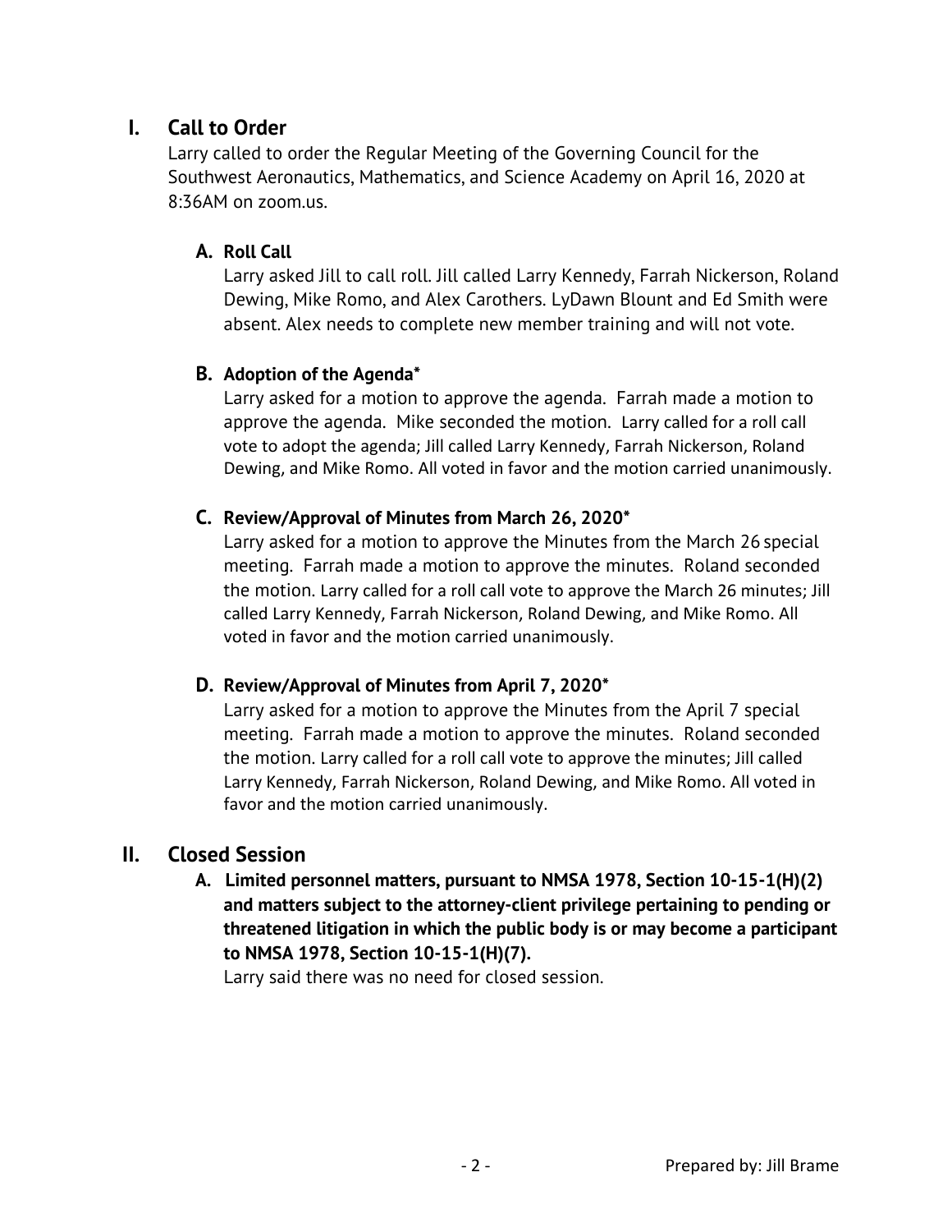# I. Call to Order

Larry called to order the Regular Meeting of the Governing Council for the Southwest Aeronautics, Mathematics, and Science Academy on April 16, 2020 at 8:36AM on zoom.us.

## A. Roll Call

Larry asked Jill to call roll. Jill called Larry Kennedy, Farrah Nickerson, Roland Dewing, Mike Romo, and Alex Carothers. LyDawn Blount and Ed Smith were absent. Alex needs to complete new member training and will not vote.

## B. Adoption of the Agenda*

Larry asked for a motion to approve the agenda. Farrah made a motion to approve the agenda. Mike seconded the motion. Larry called for a roll call vote to adopt the agenda; Jill called Larry Kennedy, Farrah Nickerson, Roland Dewing, and Mike Romo. All voted in favor and the motion carried unanimously.

## C. Review/Approval of Minutes from March 26, 2020*

Larry asked for a motion to approve the Minutes from the March 26 special meeting. Farrah made a motion to approve the minutes. Roland seconded the motion. Larry called for a roll call vote to approve the March 26 minutes; Jill called Larry Kennedy, Farrah Nickerson, Roland Dewing, and Mike Romo. All voted in favor and the motion carried unanimously.

## D. Review/Approval of Minutes from April 7, 2020*

Larry asked for a motion to approve the Minutes from the April 7 special meeting. Farrah made a motion to approve the minutes. Roland seconded the motion. Larry called for a roll call vote to approve the minutes; Jill called Larry Kennedy, Farrah Nickerson, Roland Dewing, and Mike Romo. All voted in favor and the motion carried unanimously.

# II. Closed Session

## A. Limited personnel matters, pursuant to NMSA 1978, Section 10-15-1(H)(2) and matters subject to the attorney-client privilege pertaining to pending or threatened litigation in which the public body is or may become a participant to NMSA 1978, Section 10-15-1(H)(7).

Larry said there was no need for closed session.

Prepared by: Jill Brame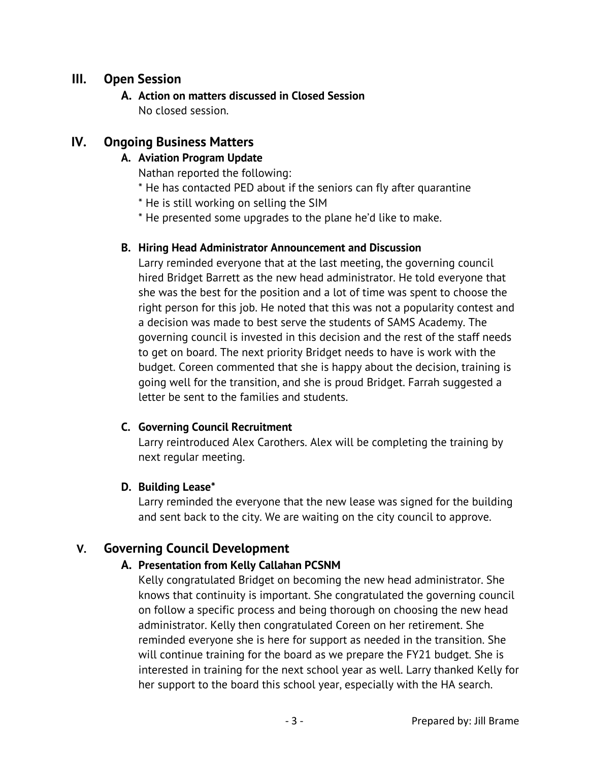## III. Open Session

### A. Action on matters discussed in Closed Session

No closed session.

## IV. Ongoing Business Matters

### A. Aviation Program Update

Nathan reported the following:

* He has contacted PED about if the seniors can fly after quarantine
* He is still working on selling the SIM
* He presented some upgrades to the plane he'd like to make.

### B. Hiring Head Administrator Announcement and Discussion

Larry reminded everyone that at the last meeting, the governing council hired Bridget Barrett as the new head administrator. He told everyone that she was the best for the position and a lot of time was spent to choose the right person for this job. He noted that this was not a popularity contest and a decision was made to best serve the students of SAMS Academy. The governing council is invested in this decision and the rest of the staff needs to get on board. The next priority Bridget needs to have is work with the budget. Coreen commented that she is happy about the decision, training is going well for the transition, and she is proud Bridget. Farrah suggested a letter be sent to the families and students.

### C. Governing Council Recruitment

Larry reintroduced Alex Carothers. Alex will be completing the training by next regular meeting.

### D. Building Lease*

Larry reminded the everyone that the new lease was signed for the building and sent back to the city. We are waiting on the city council to approve.

## V. Governing Council Development

### A. Presentation from Kelly Callahan PCSNM

Kelly congratulated Bridget on becoming the new head administrator. She knows that continuity is important. She congratulated the governing council on follow a specific process and being thorough on choosing the new head administrator. Kelly then congratulated Coreen on her retirement. She reminded everyone she is here for support as needed in the transition. She will continue training for the board as we prepare the FY21 budget. She is interested in training for the next school year as well. Larry thanked Kelly for her support to the board this school year, especially with the HA search.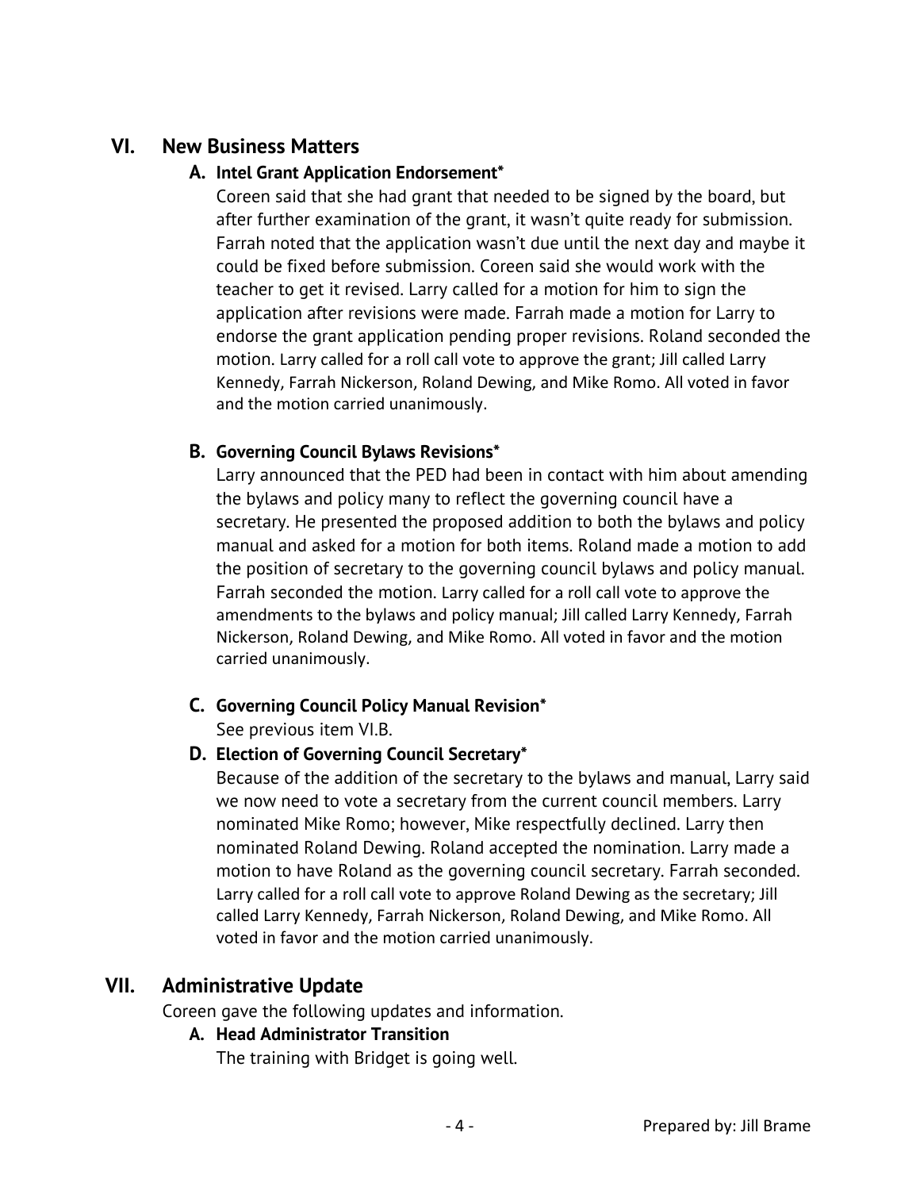## VI. New Business Matters

### A. Intel Grant Application Endorsement*

Coreen said that she had grant that needed to be signed by the board, but after further examination of the grant, it wasn't quite ready for submission. Farrah noted that the application wasn't due until the next day and maybe it could be fixed before submission. Coreen said she would work with the teacher to get it revised. Larry called for a motion for him to sign the application after revisions were made. Farrah made a motion for Larry to endorse the grant application pending proper revisions. Roland seconded the motion. Larry called for a roll call vote to approve the grant; Jill called Larry Kennedy, Farrah Nickerson, Roland Dewing, and Mike Romo. All voted in favor and the motion carried unanimously.

### B. Governing Council Bylaws Revisions*

Larry announced that the PED had been in contact with him about amending the bylaws and policy many to reflect the governing council have a secretary. He presented the proposed addition to both the bylaws and policy manual and asked for a motion for both items. Roland made a motion to add the position of secretary to the governing council bylaws and policy manual. Farrah seconded the motion. Larry called for a roll call vote to approve the amendments to the bylaws and policy manual; Jill called Larry Kennedy, Farrah Nickerson, Roland Dewing, and Mike Romo. All voted in favor and the motion carried unanimously.

### C. Governing Council Policy Manual Revision*

See previous item VI.B.

### D. Election of Governing Council Secretary*

Because of the addition of the secretary to the bylaws and manual, Larry said we now need to vote a secretary from the current council members. Larry nominated Mike Romo; however, Mike respectfully declined. Larry then nominated Roland Dewing. Roland accepted the nomination. Larry made a motion to have Roland as the governing council secretary. Farrah seconded. Larry called for a roll call vote to approve Roland Dewing as the secretary; Jill called Larry Kennedy, Farrah Nickerson, Roland Dewing, and Mike Romo. All voted in favor and the motion carried unanimously.

## VII. Administrative Update

Coreen gave the following updates and information.

### A. Head Administrator Transition

The training with Bridget is going well.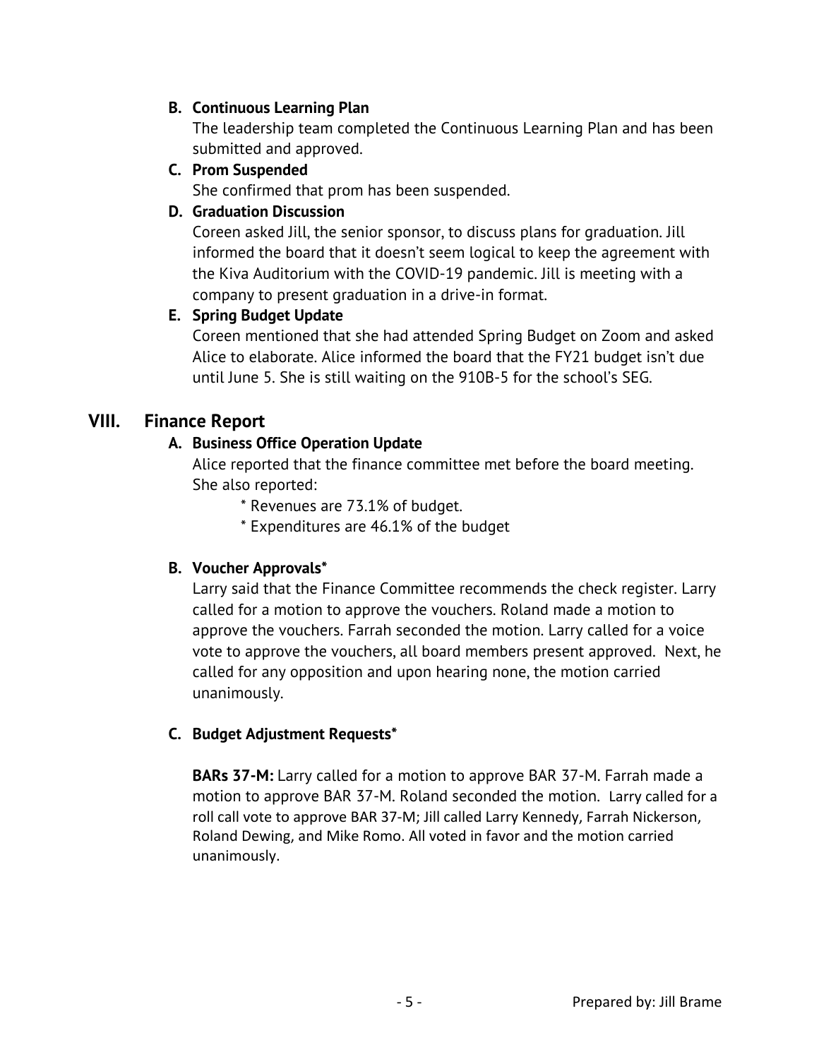**B. Continuous Learning Plan**

The leadership team completed the Continuous Learning Plan and has been submitted and approved.

**C. Prom Suspended**

She confirmed that prom has been suspended.

**D. Graduation Discussion**

Coreen asked Jill, the senior sponsor, to discuss plans for graduation. Jill informed the board that it doesn't seem logical to keep the agreement with the Kiva Auditorium with the COVID-19 pandemic. Jill is meeting with a company to present graduation in a drive-in format.

**E. Spring Budget Update**

Coreen mentioned that she had attended Spring Budget on Zoom and asked Alice to elaborate. Alice informed the board that the FY21 budget isn't due until June 5. She is still waiting on the 910B-5 for the school's SEG.

## VIII. Finance Report

**A. Business Office Operation Update**

Alice reported that the finance committee met before the board meeting. She also reported:

* Revenues are 73.1% of budget.
* Expenditures are 46.1% of the budget

**B. Voucher Approvals***

Larry said that the Finance Committee recommends the check register. Larry called for a motion to approve the vouchers. Roland made a motion to approve the vouchers. Farrah seconded the motion. Larry called for a voice vote to approve the vouchers, all board members present approved. Next, he called for any opposition and upon hearing none, the motion carried unanimously.

**C. Budget Adjustment Requests***

**BARs 37-M:** Larry called for a motion to approve BAR 37-M. Farrah made a motion to approve BAR 37-M. Roland seconded the motion. Larry called for a roll call vote to approve BAR 37-M; Jill called Larry Kennedy, Farrah Nickerson, Roland Dewing, and Mike Romo. All voted in favor and the motion carried unanimously.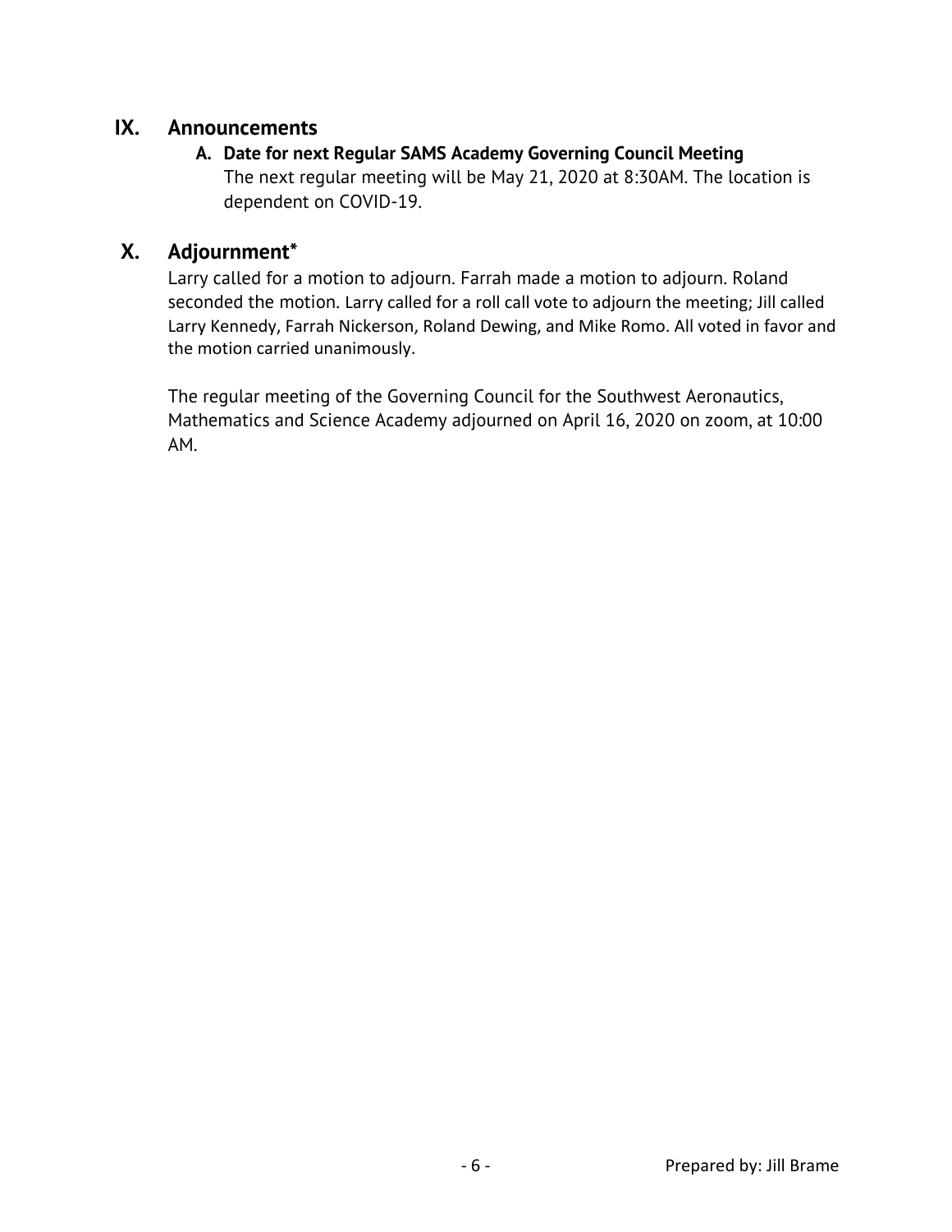## IX. Announcements

### A. Date for next Regular SAMS Academy Governing Council Meeting

The next regular meeting will be May 21, 2020 at 8:30AM. The location is dependent on COVID-19.

## X. Adjournment*

Larry called for a motion to adjourn. Farrah made a motion to adjourn. Roland seconded the motion. Larry called for a roll call vote to adjourn the meeting; Jill called Larry Kennedy, Farrah Nickerson, Roland Dewing, and Mike Romo. All voted in favor and the motion carried unanimously.

The regular meeting of the Governing Council for the Southwest Aeronautics, Mathematics and Science Academy adjourned on April 16, 2020 on zoom, at 10:00 AM.

Prepared by: Jill Brame